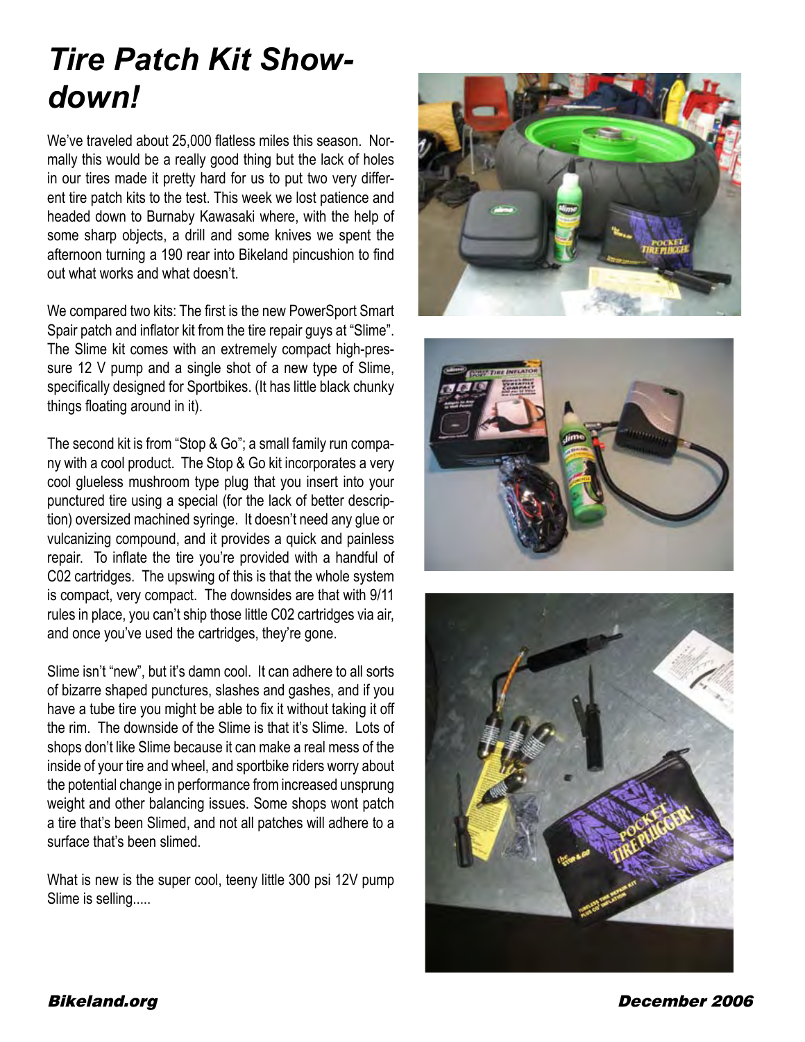# *Tire Patch Kit Showdown!*

We've traveled about 25,000 flatless miles this season. Normally this would be a really good thing but the lack of holes in our tires made it pretty hard for us to put two very different tire patch kits to the test. This week we lost patience and headed down to Burnaby Kawasaki where, with the help of some sharp objects, a drill and some knives we spent the afternoon turning a 190 rear into Bikeland pincushion to find out what works and what doesn't.

We compared two kits: The first is the new PowerSport Smart Spair patch and inflator kit from the tire repair guys at "Slime". The Slime kit comes with an extremely compact high-pressure 12 V pump and a single shot of a new type of Slime, specifically designed for Sportbikes. (It has little black chunky things floating around in it).

The second kit is from "Stop & Go"; a small family run company with a cool product. The Stop & Go kit incorporates a very cool glueless mushroom type plug that you insert into your punctured tire using a special (for the lack of better description) oversized machined syringe. It doesn't need any glue or vulcanizing compound, and it provides a quick and painless repair. To inflate the tire you're provided with a handful of C02 cartridges. The upswing of this is that the whole system is compact, very compact. The downsides are that with 9/11 rules in place, you can't ship those little C02 cartridges via air, and once you've used the cartridges, they're gone.

Slime isn't "new", but it's damn cool. It can adhere to all sorts of bizarre shaped punctures, slashes and gashes, and if you have a tube tire you might be able to fix it without taking it off the rim. The downside of the Slime is that it's Slime. Lots of shops don't like Slime because it can make a real mess of the inside of your tire and wheel, and sportbike riders worry about the potential change in performance from increased unsprung weight and other balancing issues. Some shops wont patch a tire that's been Slimed, and not all patches will adhere to a surface that's been slimed.

What is new is the super cool, teeny little 300 psi 12V pump Slime is selling.....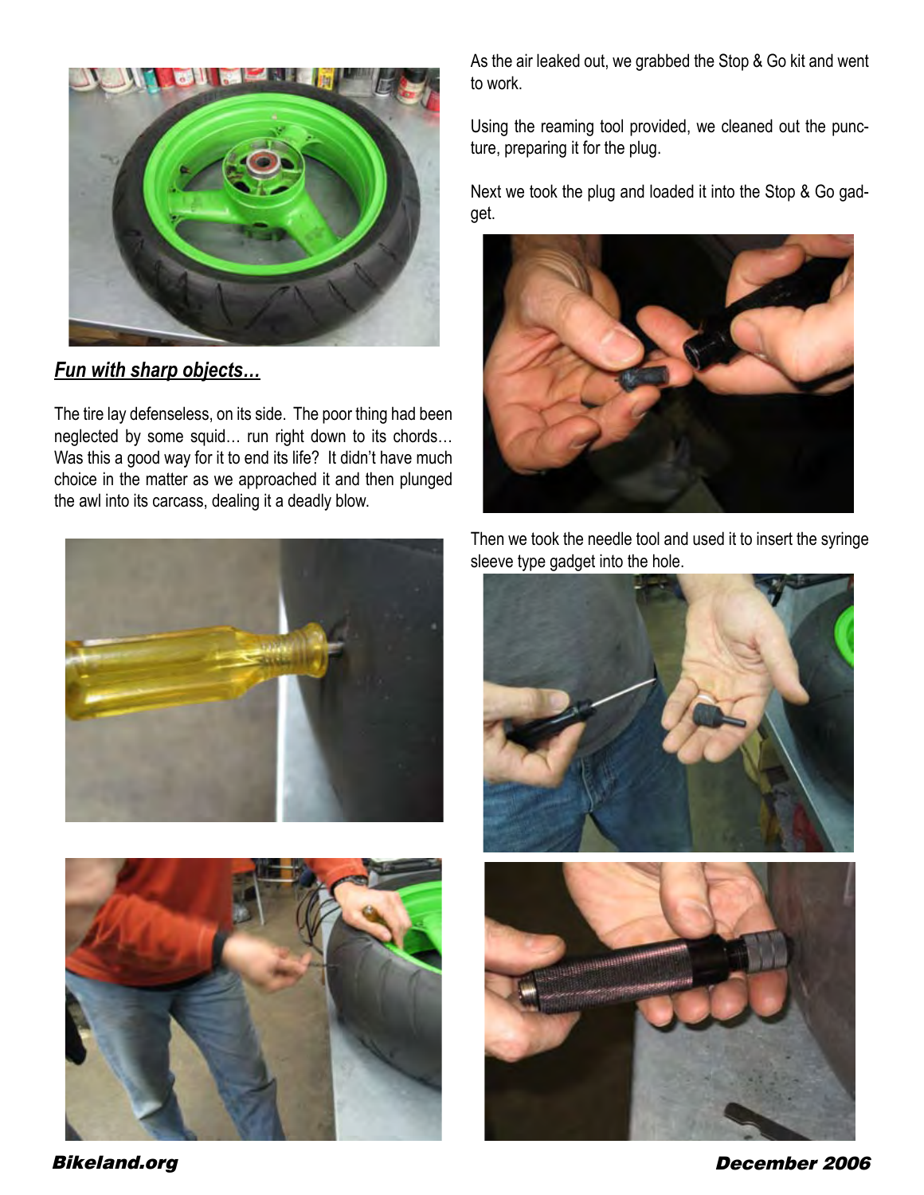## *Fun with sharp objects…*

The tire lay defenseless, on its side. The poor thing had been neglected by some squid… run right down to its chords… Was this a good way for it to end its life? It didn't have much choice in the matter as we approached it and then plunged the awl into its carcass, dealing it a deadly blow.

As the air leaked out, we grabbed the Stop & Go kit and went to work.

Using the reaming tool provided, we cleaned out the puncture, preparing it for the plug.

Next we took the plug and loaded it into the Stop & Go gadget.

Then we took the needle tool and used it to insert the syringe sleeve type gadget into the hole.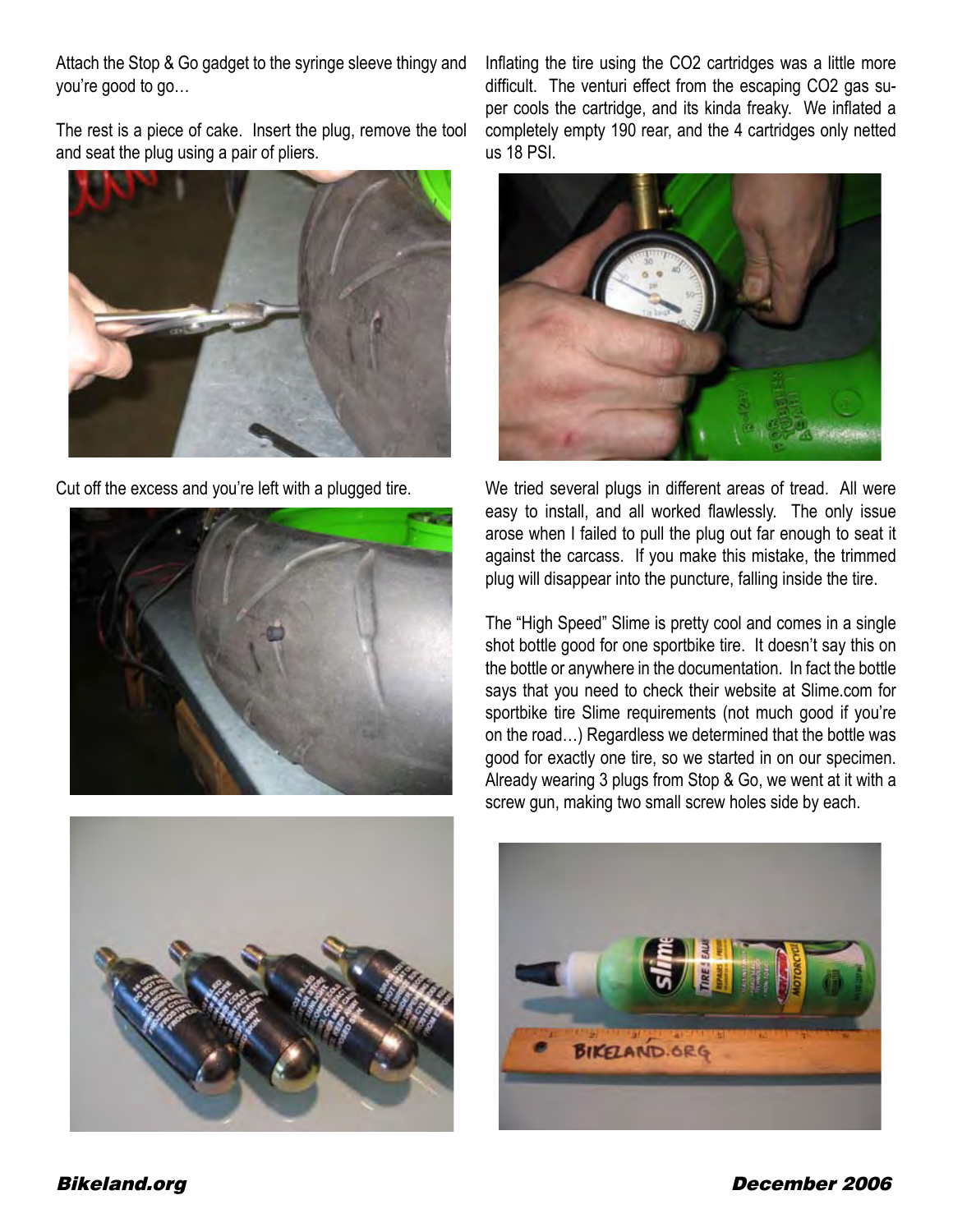Attach the Stop & Go gadget to the syringe sleeve thingy and you're good to go…

The rest is a piece of cake. Insert the plug, remove the tool and seat the plug using a pair of pliers.

Cut off the excess and you're left with a plugged tire.

Inflating the tire using the CO2 cartridges was a little more difficult. The venturi effect from the escaping CO2 gas super cools the cartridge, and its kinda freaky. We inflated a completely empty 190 rear, and the 4 cartridges only netted us 18 PSI.

We tried several plugs in different areas of tread. All were easy to install, and all worked flawlessly. The only issue arose when I failed to pull the plug out far enough to seat it against the carcass. If you make this mistake, the trimmed plug will disappear into the puncture, falling inside the tire.

The "High Speed" Slime is pretty cool and comes in a single shot bottle good for one sportbike tire. It doesn't say this on the bottle or anywhere in the documentation. In fact the bottle says that you need to check their website at Slime.com for sportbike tire Slime requirements (not much good if you're on the road…) Regardless we determined that the bottle was good for exactly one tire, so we started in on our specimen. Already wearing 3 plugs from Stop & Go, we went at it with a screw gun, making two small screw holes side by each.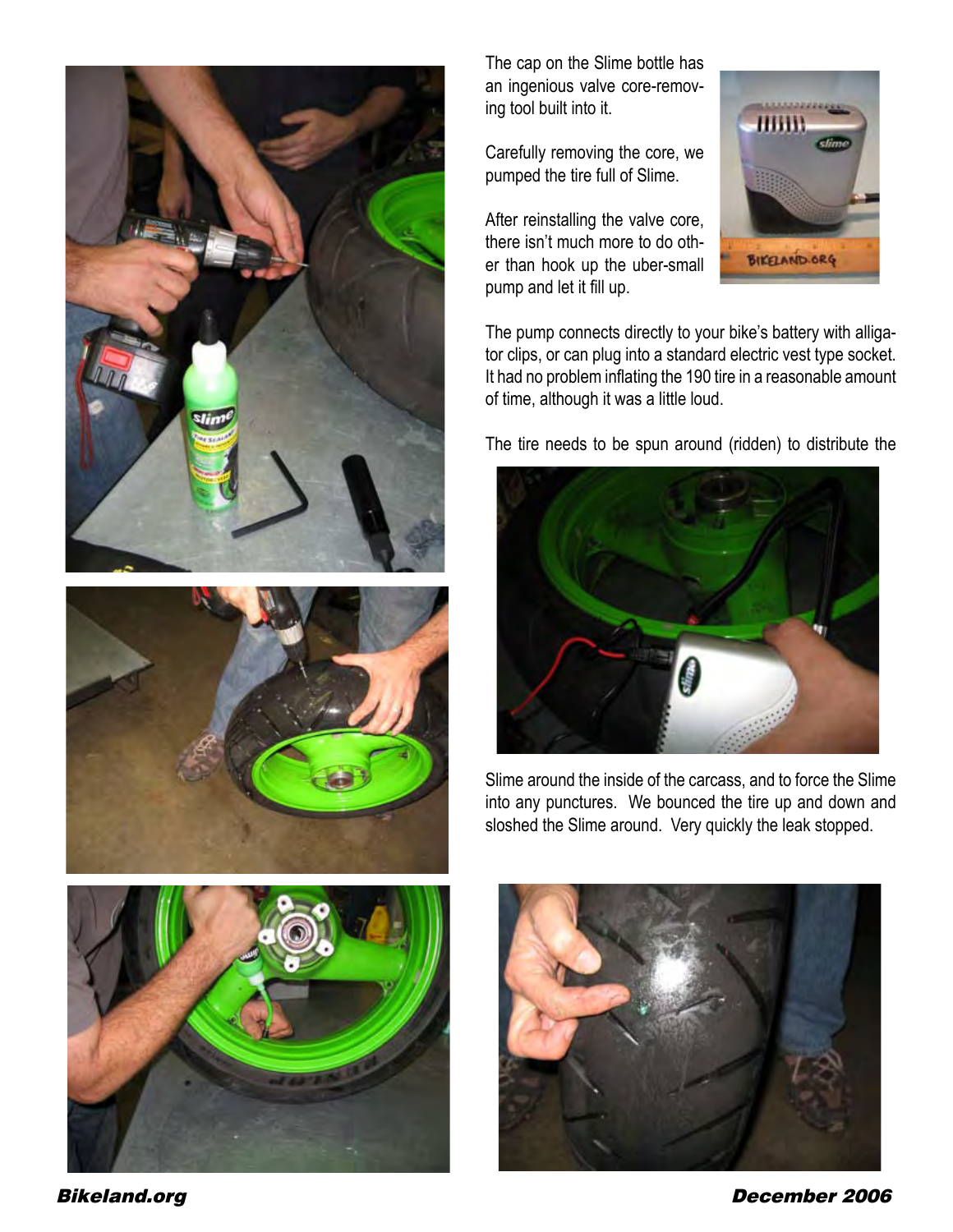The cap on the Slime bottle has an ingenious valve core-removing tool built into it.

Carefully removing the core, we pumped the tire full of Slime.

After reinstalling the valve core, there isn't much more to do other than hook up the uber-small pump and let it fill up.

The pump connects directly to your bike's battery with alligator clips, or can plug into a standard electric vest type socket. It had no problem inflating the 190 tire in a reasonable amount of time, although it was a little loud.

The tire needs to be spun around (ridden) to distribute the Slime around the inside of the carcass, and to force the Slime into any punctures. We bounced the tire up and down and sloshed the Slime around. Very quickly the leak stopped.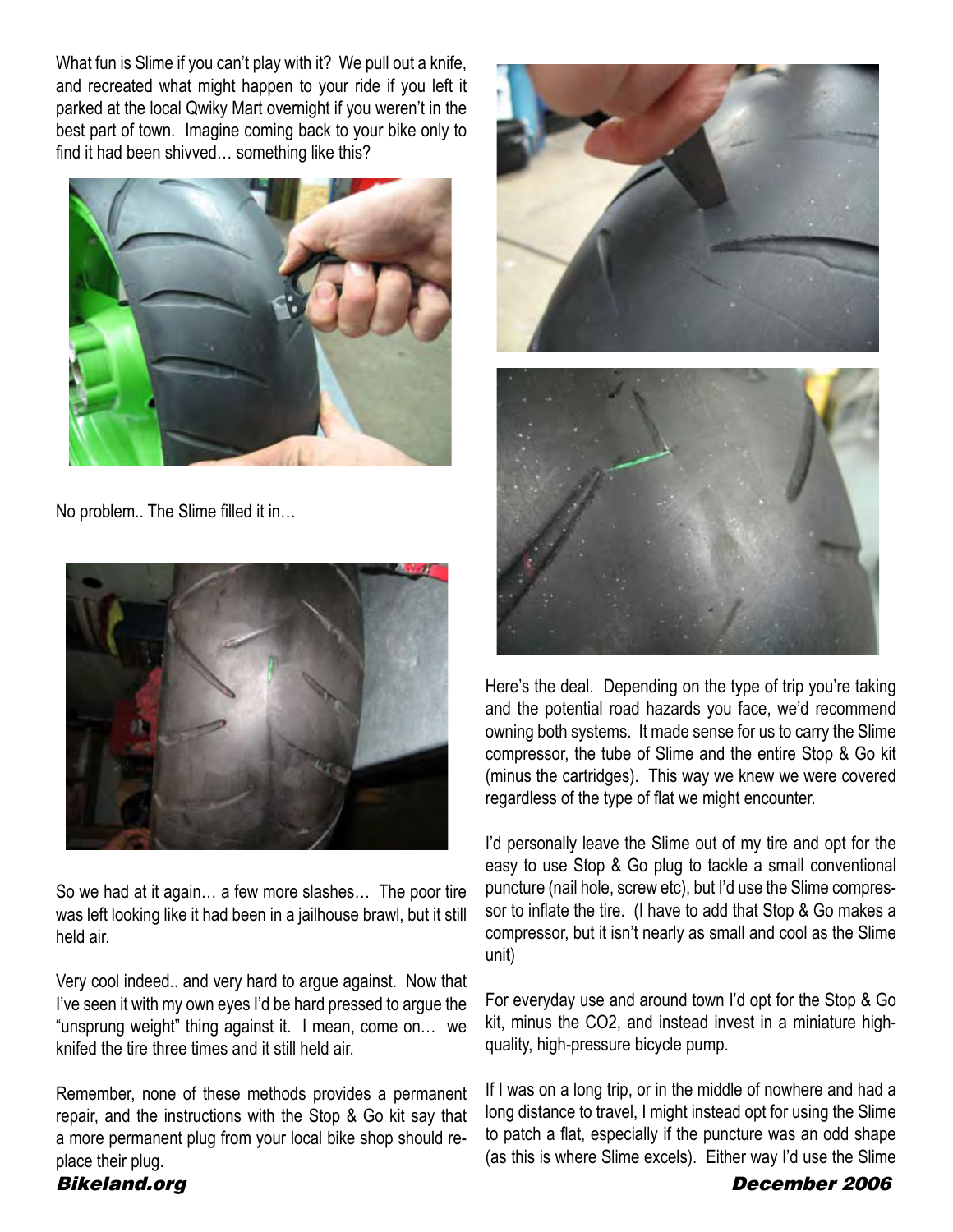What fun is Slime if you can't play with it? We pull out a knife, and recreated what might happen to your ride if you left it parked at the local Qwiky Mart overnight if you weren't in the best part of town. Imagine coming back to your bike only to find it had been shivved… something like this?

No problem.. The Slime filled it in…

So we had at it again… a few more slashes… The poor tire was left looking like it had been in a jailhouse brawl, but it still held air.

Very cool indeed.. and very hard to argue against. Now that I've seen it with my own eyes I'd be hard pressed to argue the "unsprung weight" thing against it. I mean, come on… we knifed the tire three times and it still held air.

Remember, none of these methods provides a permanent repair, and the instructions with the Stop & Go kit say that a more permanent plug from your local bike shop should replace their plug.

Here's the deal. Depending on the type of trip you're taking and the potential road hazards you face, we'd recommend owning both systems. It made sense for us to carry the Slime compressor, the tube of Slime and the entire Stop & Go kit (minus the cartridges). This way we knew we were covered regardless of the type of flat we might encounter.

I'd personally leave the Slime out of my tire and opt for the easy to use Stop & Go plug to tackle a small conventional puncture (nail hole, screw etc), but I'd use the Slime compressor to inflate the tire. (I have to add that Stop & Go makes a compressor, but it isn't nearly as small and cool as the Slime unit)

For everyday use and around town I'd opt for the Stop & Go kit, minus the CO2, and instead invest in a miniature high-quality, high-pressure bicycle pump.

If I was on a long trip, or in the middle of nowhere and had a long distance to travel, I might instead opt for using the Slime to patch a flat, especially if the puncture was an odd shape (as this is where Slime excels). Either way I'd use the Slime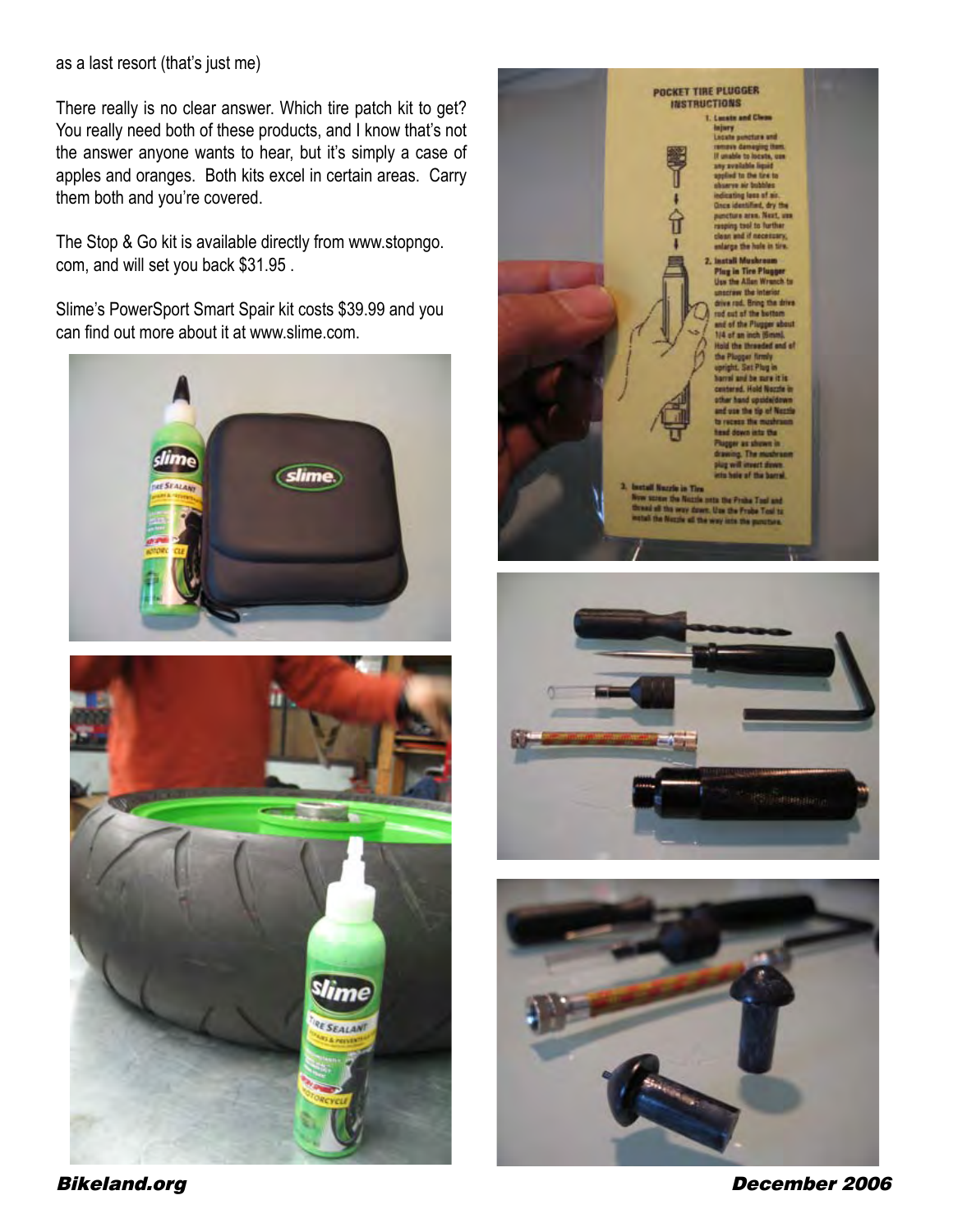as a last resort (that's just me)

There really is no clear answer. Which tire patch kit to get? You really need both of these products, and I know that's not the answer anyone wants to hear, but it's simply a case of apples and oranges. Both kits excel in certain areas. Carry them both and you're covered.

The Stop & Go kit is available directly from www.stopngo.com, and will set you back $31.95 .

Slime's PowerSport Smart Spair kit costs $39.99 and you can find out more about it at www.slime.com.